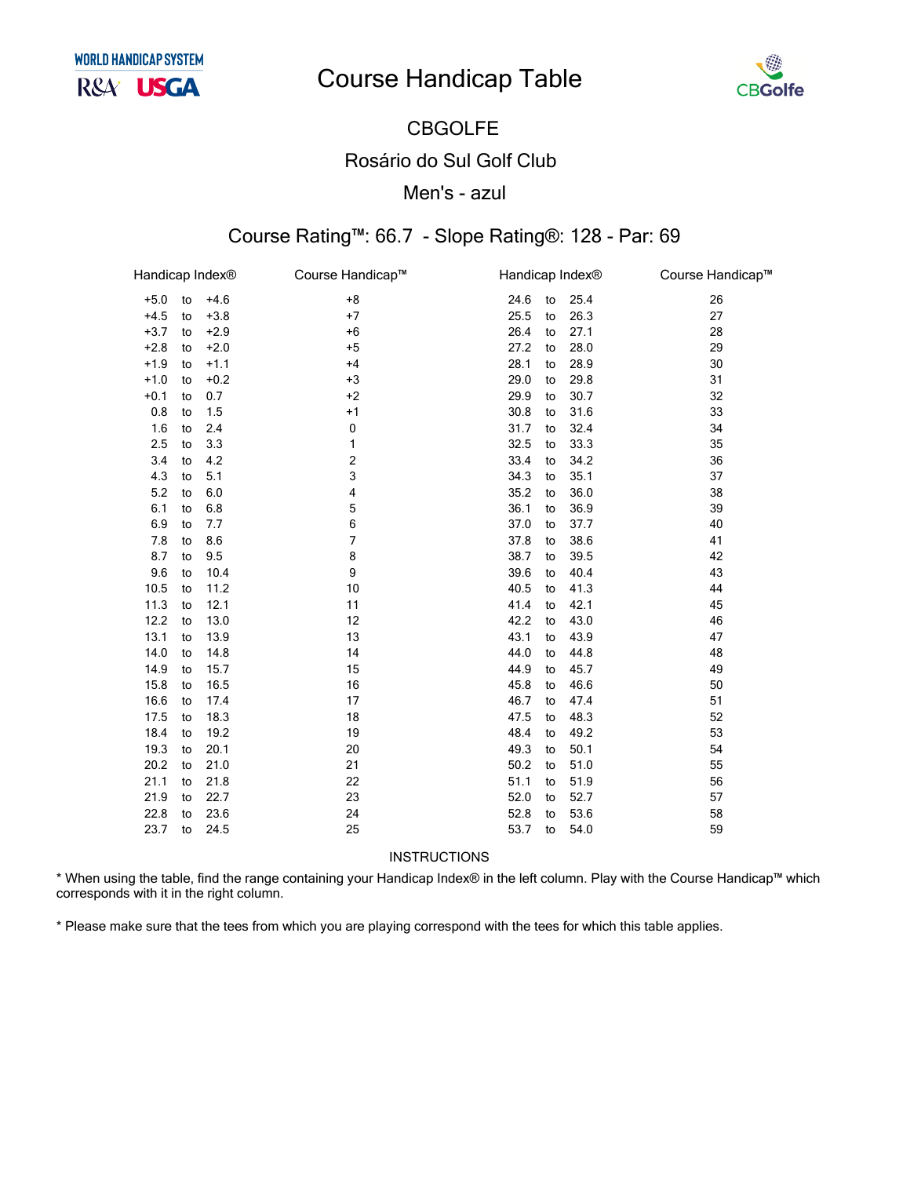WORLD HANDICAP SYSTEM

R&A USGA

# Course Handicap Table

CBGolfe

## CBGOLFE

## Rosário do Sul Golf Club

## Men's - azul

### Course Rating™: 66.7 - Slope Rating®: 128 - Par: 69

| Handicap Index® | Course Handicap™ | Handicap Index® | Course Handicap™ |
|---|---|---|---|
| +5.0 to +4.6 | +8 | 24.6 to 25.4 | 26 |
| +4.5 to +3.8 | +7 | 25.5 to 26.3 | 27 |
| +3.7 to +2.9 | +6 | 26.4 to 27.1 | 28 |
| +2.8 to +2.0 | +5 | 27.2 to 28.0 | 29 |
| +1.9 to +1.1 | +4 | 28.1 to 28.9 | 30 |
| +1.0 to +0.2 | +3 | 29.0 to 29.8 | 31 |
| +0.1 to 0.7 | +2 | 29.9 to 30.7 | 32 |
| 0.8 to 1.5 | +1 | 30.8 to 31.6 | 33 |
| 1.6 to 2.4 | 0 | 31.7 to 32.4 | 34 |
| 2.5 to 3.3 | 1 | 32.5 to 33.3 | 35 |
| 3.4 to 4.2 | 2 | 33.4 to 34.2 | 36 |
| 4.3 to 5.1 | 3 | 34.3 to 35.1 | 37 |
| 5.2 to 6.0 | 4 | 35.2 to 36.0 | 38 |
| 6.1 to 6.8 | 5 | 36.1 to 36.9 | 39 |
| 6.9 to 7.7 | 6 | 37.0 to 37.7 | 40 |
| 7.8 to 8.6 | 7 | 37.8 to 38.6 | 41 |
| 8.7 to 9.5 | 8 | 38.7 to 39.5 | 42 |
| 9.6 to 10.4 | 9 | 39.6 to 40.4 | 43 |
| 10.5 to 11.2 | 10 | 40.5 to 41.3 | 44 |
| 11.3 to 12.1 | 11 | 41.4 to 42.1 | 45 |
| 12.2 to 13.0 | 12 | 42.2 to 43.0 | 46 |
| 13.1 to 13.9 | 13 | 43.1 to 43.9 | 47 |
| 14.0 to 14.8 | 14 | 44.0 to 44.8 | 48 |
| 14.9 to 15.7 | 15 | 44.9 to 45.7 | 49 |
| 15.8 to 16.5 | 16 | 45.8 to 46.6 | 50 |
| 16.6 to 17.4 | 17 | 46.7 to 47.4 | 51 |
| 17.5 to 18.3 | 18 | 47.5 to 48.3 | 52 |
| 18.4 to 19.2 | 19 | 48.4 to 49.2 | 53 |
| 19.3 to 20.1 | 20 | 49.3 to 50.1 | 54 |
| 20.2 to 21.0 | 21 | 50.2 to 51.0 | 55 |
| 21.1 to 21.8 | 22 | 51.1 to 51.9 | 56 |
| 21.9 to 22.7 | 23 | 52.0 to 52.7 | 57 |
| 22.8 to 23.6 | 24 | 52.8 to 53.6 | 58 |
| 23.7 to 24.5 | 25 | 53.7 to 54.0 | 59 |

INSTRUCTIONS

* When using the table, find the range containing your Handicap Index® in the left column. Play with the Course Handicap™ which corresponds with it in the right column.

* Please make sure that the tees from which you are playing correspond with the tees for which this table applies.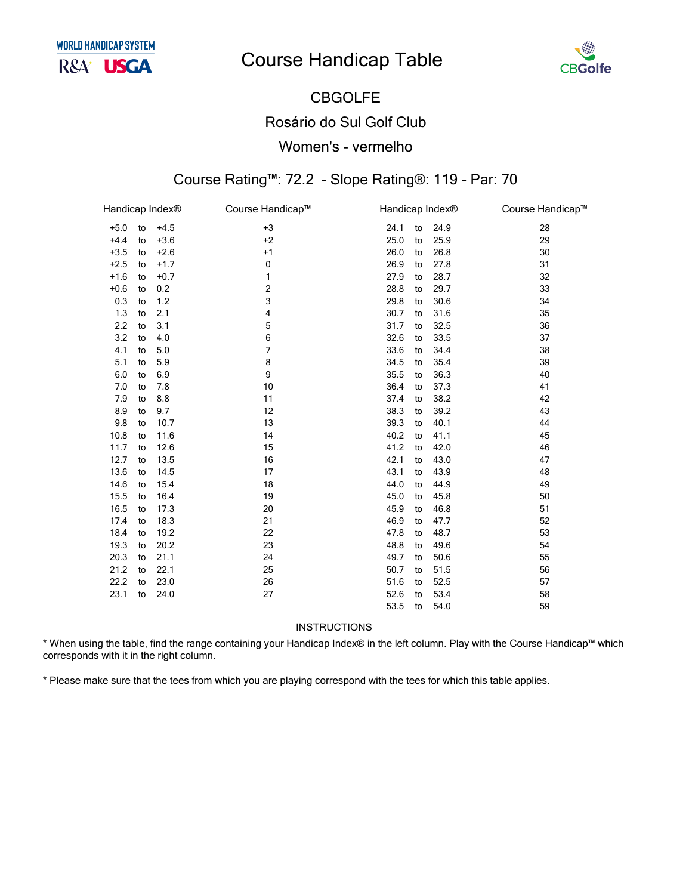WORLD HANDICAP SYSTEM

R&A USGA

# Course Handicap Table

CBGolfe

## CBGOLFE

## Rosário do Sul Golf Club

## Women's - vermelho

### Course Rating™: 72.2 - Slope Rating®: 119 - Par: 70

| Handicap Index® | Course Handicap™ | Handicap Index® | Course Handicap™ |
|---|---|---|---|
| +5.0 to +4.5 | +3 | 24.1 to 24.9 | 28 |
| +4.4 to +3.6 | +2 | 25.0 to 25.9 | 29 |
| +3.5 to +2.6 | +1 | 26.0 to 26.8 | 30 |
| +2.5 to +1.7 | 0 | 26.9 to 27.8 | 31 |
| +1.6 to +0.7 | 1 | 27.9 to 28.7 | 32 |
| +0.6 to 0.2 | 2 | 28.8 to 29.7 | 33 |
| 0.3 to 1.2 | 3 | 29.8 to 30.6 | 34 |
| 1.3 to 2.1 | 4 | 30.7 to 31.6 | 35 |
| 2.2 to 3.1 | 5 | 31.7 to 32.5 | 36 |
| 3.2 to 4.0 | 6 | 32.6 to 33.5 | 37 |
| 4.1 to 5.0 | 7 | 33.6 to 34.4 | 38 |
| 5.1 to 5.9 | 8 | 34.5 to 35.4 | 39 |
| 6.0 to 6.9 | 9 | 35.5 to 36.3 | 40 |
| 7.0 to 7.8 | 10 | 36.4 to 37.3 | 41 |
| 7.9 to 8.8 | 11 | 37.4 to 38.2 | 42 |
| 8.9 to 9.7 | 12 | 38.3 to 39.2 | 43 |
| 9.8 to 10.7 | 13 | 39.3 to 40.1 | 44 |
| 10.8 to 11.6 | 14 | 40.2 to 41.1 | 45 |
| 11.7 to 12.6 | 15 | 41.2 to 42.0 | 46 |
| 12.7 to 13.5 | 16 | 42.1 to 43.0 | 47 |
| 13.6 to 14.5 | 17 | 43.1 to 43.9 | 48 |
| 14.6 to 15.4 | 18 | 44.0 to 44.9 | 49 |
| 15.5 to 16.4 | 19 | 45.0 to 45.8 | 50 |
| 16.5 to 17.3 | 20 | 45.9 to 46.8 | 51 |
| 17.4 to 18.3 | 21 | 46.9 to 47.7 | 52 |
| 18.4 to 19.2 | 22 | 47.8 to 48.7 | 53 |
| 19.3 to 20.2 | 23 | 48.8 to 49.6 | 54 |
| 20.3 to 21.1 | 24 | 49.7 to 50.6 | 55 |
| 21.2 to 22.1 | 25 | 50.7 to 51.5 | 56 |
| 22.2 to 23.0 | 26 | 51.6 to 52.5 | 57 |
| 23.1 to 24.0 | 27 | 52.6 to 53.4 | 58 |
| | | 53.5 to 54.0 | 59 |

INSTRUCTIONS

* When using the table, find the range containing your Handicap Index® in the left column. Play with the Course Handicap™ which corresponds with it in the right column.

* Please make sure that the tees from which you are playing correspond with the tees for which this table applies.